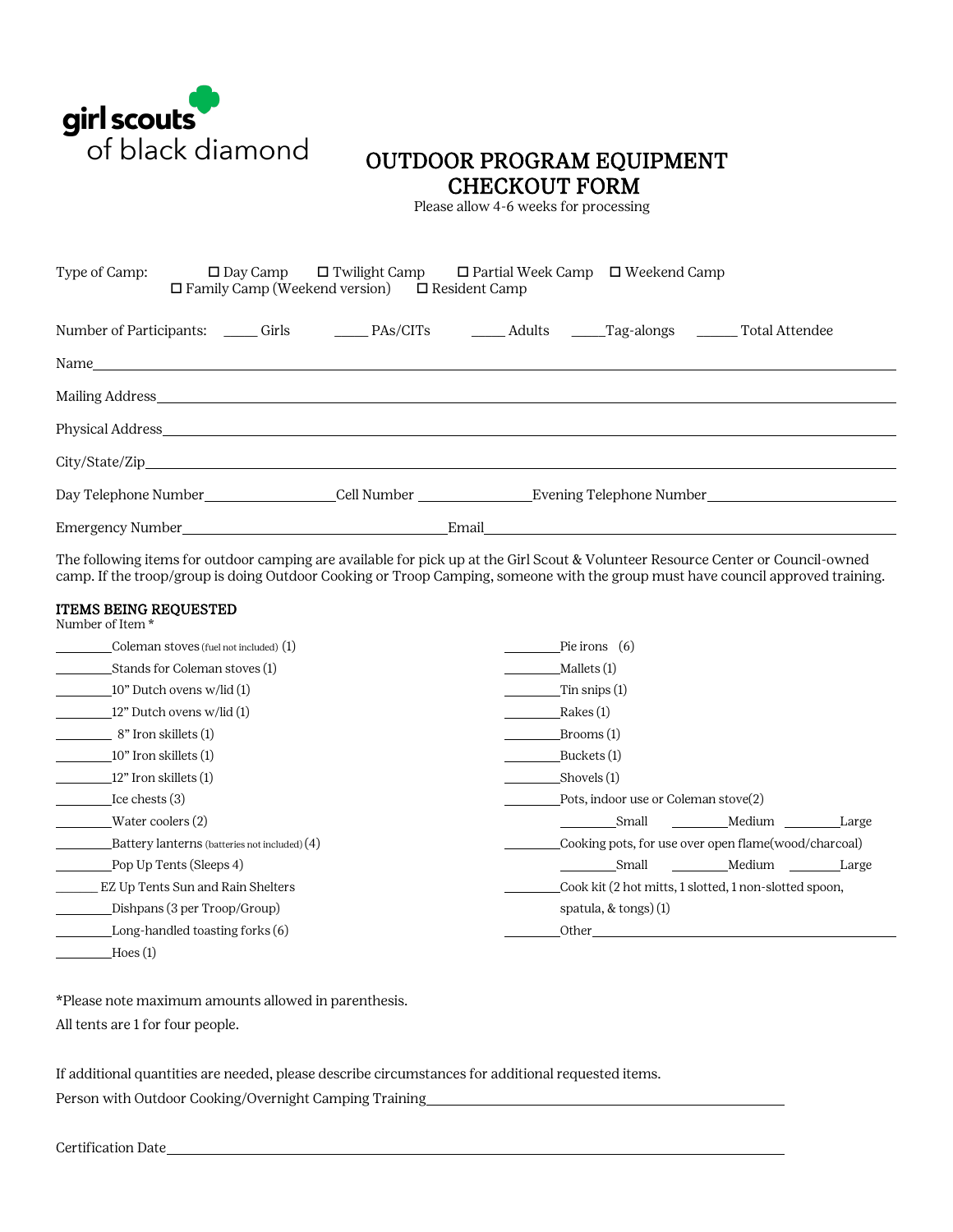girl scouts of black diamond

# OUTDOOR PROGRAM EQUIPMENT CHECKOUT FORM

Please allow 4-6 weeks for processing

Type of Camp: ☐ Day Camp ☐ Twilight Camp ☐ Partial Week Camp ☐ Weekend Camp ☐ Family Camp (Weekend version) ☐ Resident Camp

Number of Participants: _____ Girls _____ PAs/CITs _____ Adults _____Tag-alongs ______ Total Attendee

Name_______________________________________________

Mailing Address_______________________________________________

Physical Address_______________________________________________

City/State/Zip_______________________________________________

Day Telephone Number__________________Cell Number ________________Evening Telephone Number__________________

Emergency Number__________________________Email__________________________

The following items for outdoor camping are available for pick up at the Girl Scout & Volunteer Resource Center or Council-owned camp. If the troop/group is doing Outdoor Cooking or Troop Camping, someone with the group must have council approved training.

**ITEMS BEING REQUESTED**

Number of Item *

_________Coleman stoves (fuel not included) (1)

_________Stands for Coleman stoves (1)

_________10" Dutch ovens w/lid (1)

_________12" Dutch ovens w/lid (1)

_________ 8" Iron skillets (1)

_________10" Iron skillets (1)

_________12" Iron skillets (1)

_________Ice chests (3)

_________Water coolers (2)

_________Battery lanterns (batteries not included) (4)

_________Pop Up Tents (Sleeps 4)

_______ EZ Up Tents Sun and Rain Shelters

_________Dishpans (3 per Troop/Group)

_________Long-handled toasting forks (6)

_________Hoes (1)

_________Pie irons (6)

_________Mallets (1)

_________Tin snips (1)

_________Rakes (1)

_________Brooms (1)

_________Buckets (1)

_________Shovels (1)

_________Pots, indoor use or Coleman stove(2)

_________Small _________Medium _________Large

_________Cooking pots, for use over open flame(wood/charcoal)

_________Small _________Medium _________Large

_________Cook kit (2 hot mitts, 1 slotted, 1 non-slotted spoon, spatula, & tongs) (1)

_________Other_______________________________

*Please note maximum amounts allowed in parenthesis.

All tents are 1 for four people.

If additional quantities are needed, please describe circumstances for additional requested items.

Person with Outdoor Cooking/Overnight Camping Training_______________________________

Certification Date_______________________________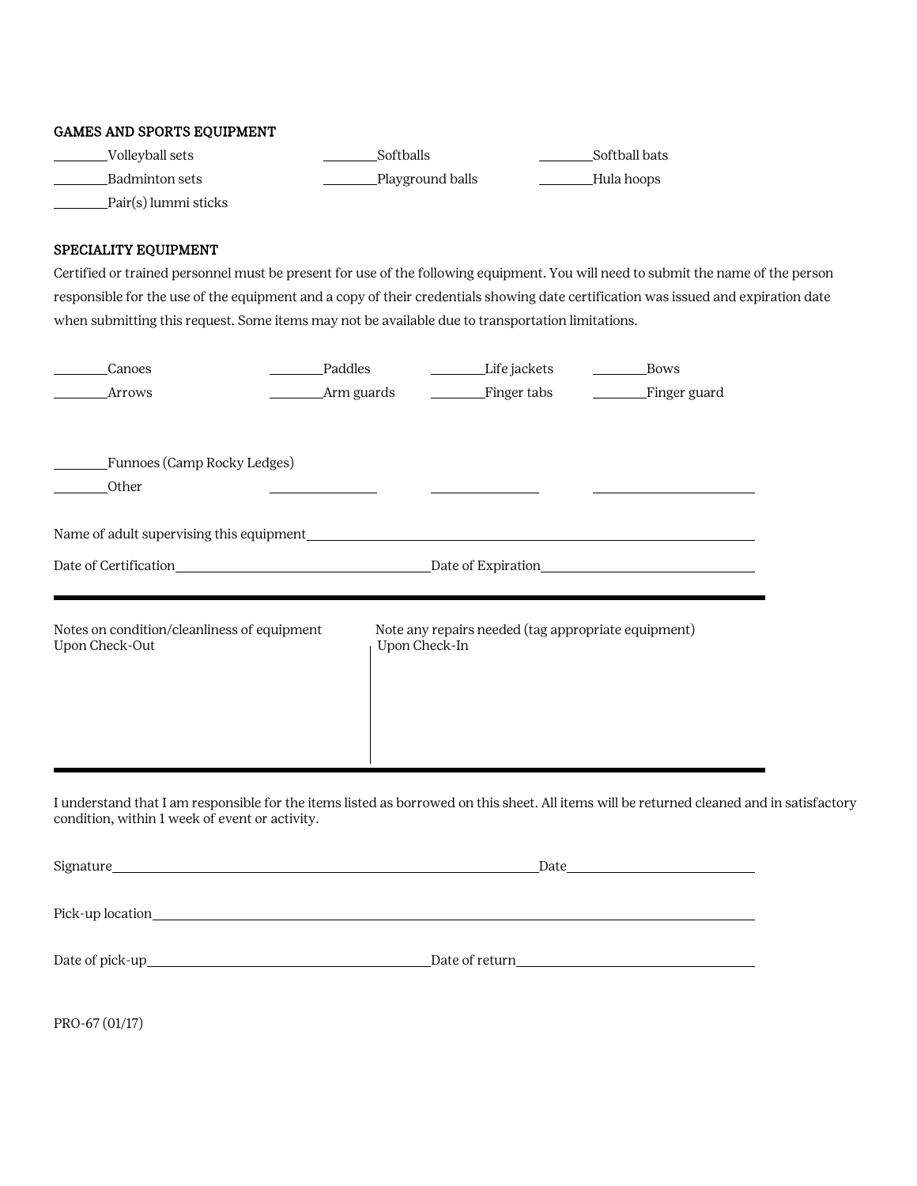## GAMES AND SPORTS EQUIPMENT

| | | |
|---|---|---|
| ________Volleyball sets | ________Softballs | ________Softball bats |
| ________Badminton sets | ________Playground balls | ________Hula hoops |
| ________Pair(s) lummi sticks | | |

## SPECIALITY EQUIPMENT

Certified or trained personnel must be present for use of the following equipment. You will need to submit the name of the person responsible for the use of the equipment and a copy of their credentials showing date certification was issued and expiration date when submitting this request. Some items may not be available due to transportation limitations.

| | | | |
|---|---|---|---|
| ________Canoes | ________Paddles | ________Life jackets | ________Bows |
| ________Arrows | ________Arm guards | ________Finger tabs | ________Finger guard |

________Funnoes (Camp Rocky Ledges)

________Other ______________ ______________ ______________

Name of adult supervising this equipment________________________________________

Date of Certification____________________ Date of Expiration____________________

| Notes on condition/cleanliness of equipment Upon Check-Out | Note any repairs needed (tag appropriate equipment) Upon Check-In |
|---|---|
| | |

I understand that I am responsible for the items listed as borrowed on this sheet. All items will be returned cleaned and in satisfactory condition, within 1 week of event or activity.

Signature________________________________________ Date____________________

Pick-up location________________________________________

Date of pick-up____________________ Date of return____________________

PRO-67 (01/17)